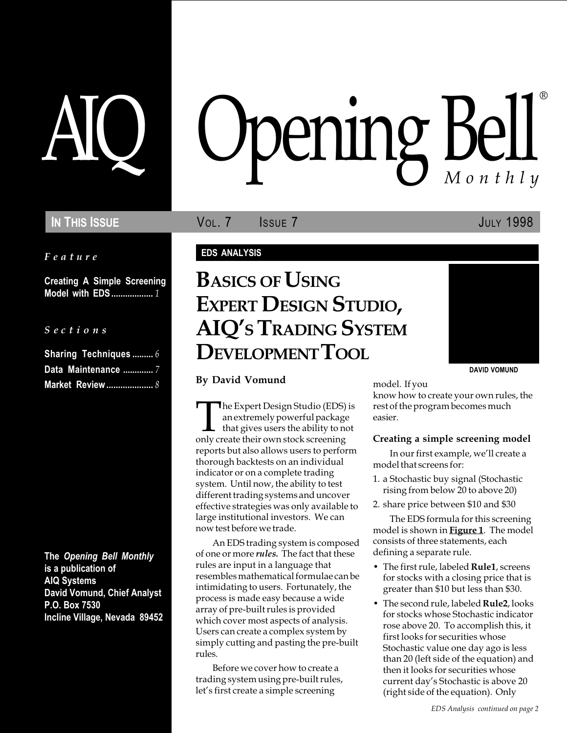# AIQ Opening Bell® Monthly

**IN THIS ISSUE** VOL. 7 ISSUE 7 JULY 1998

*Feature*

**Creating A Simple Screening Model with EDS** .................. *1*

*Sections*

**Sharing Techniques** ......... *6*
**Data Maintenance** ............. *7*
**Market Review** .................... *8*

**The *Opening Bell Monthly* is a publication of AIQ Systems**
**David Vomund, Chief Analyst**
**P.O. Box 7530**
**Incline Village, Nevada 89452**

**EDS ANALYSIS**

## BASICS OF USING EXPERT DESIGN STUDIO, AIQ'S TRADING SYSTEM DEVELOPMENT TOOL

**DAVID VOMUND**

**By David Vomund**

The Expert Design Studio (EDS) is an extremely powerful package that gives users the ability to not only create their own stock screening reports but also allows users to perform thorough backtests on an individual indicator or on a complete trading system. Until now, the ability to test different trading systems and uncover effective strategies was only available to large institutional investors. We can now test before we trade.

An EDS trading system is composed of one or more ***rules.*** The fact that these rules are input in a language that resembles mathematical formulae can be intimidating to users. Fortunately, the process is made easy because a wide array of pre-built rules is provided which cover most aspects of analysis. Users can create a complex system by simply cutting and pasting the pre-built rules.

Before we cover how to create a trading system using pre-built rules, let's first create a simple screening model. If you know how to create your own rules, the rest of the program becomes much easier.

### Creating a simple screening model

In our first example, we'll create a model that screens for:

1. a Stochastic buy signal (Stochastic rising from below 20 to above 20)
2. share price between $10 and $30

The EDS formula for this screening model is shown in **Figure 1**. The model consists of three statements, each defining a separate rule.

- The first rule, labeled **Rule1**, screens for stocks with a closing price that is greater than $10 but less than $30.
- The second rule, labeled **Rule2**, looks for stocks whose Stochastic indicator rose above 20. To accomplish this, it first looks for securities whose Stochastic value one day ago is less than 20 (left side of the equation) and then it looks for securities whose current day's Stochastic is above 20 (right side of the equation). Only

*EDS Analysis continued on page 2*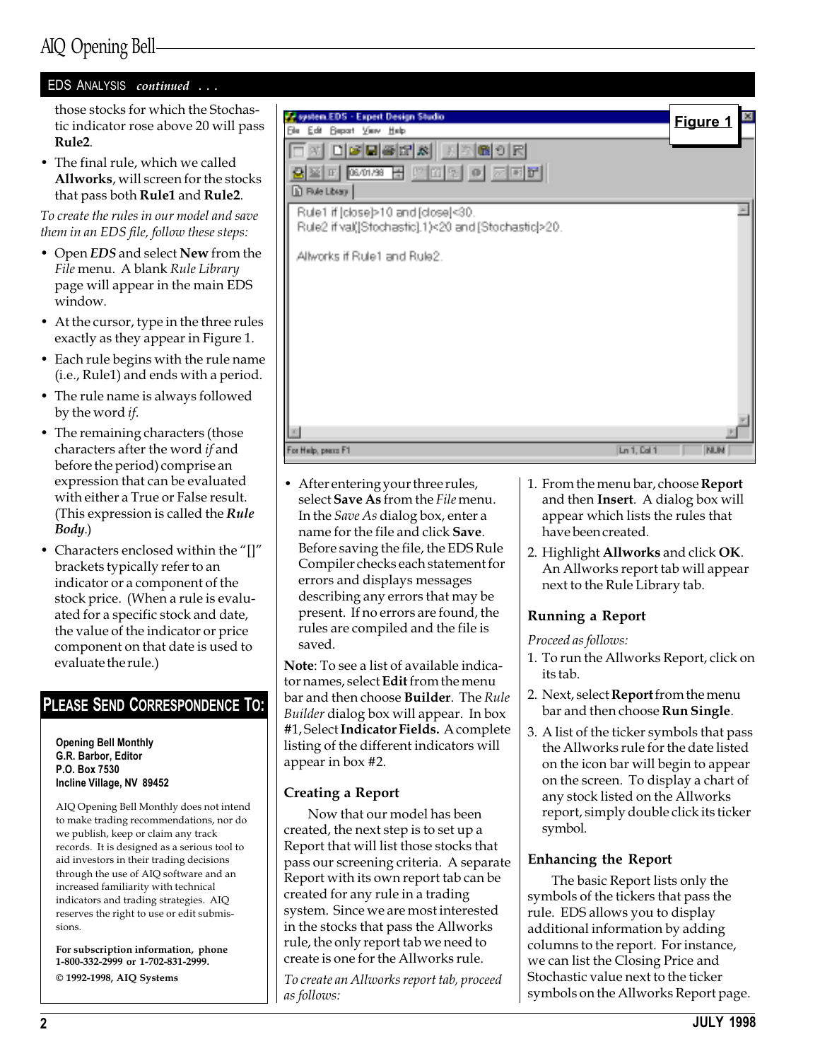EDS ANALYSIS *continued . . .*

those stocks for which the Stochastic indicator rose above 20 will pass **Rule2**.

- The final rule, which we called **Allworks**, will screen for the stocks that pass both **Rule1** and **Rule2**.

*To create the rules in our model and save them in an EDS file, follow these steps:*

- Open ***EDS*** and select **New** from the *File* menu. A blank *Rule Library* page will appear in the main EDS window.
- At the cursor, type in the three rules exactly as they appear in Figure 1.
- Each rule begins with the rule name (i.e., Rule1) and ends with a period.
- The rule name is always followed by the word *if*.
- The remaining characters (those characters after the word *if* and before the period) comprise an expression that can be evaluated with either a True or False result. (This expression is called the ***Rule Body***.)
- Characters enclosed within the "[]" brackets typically refer to an indicator or a component of the stock price. (When a rule is evaluated for a specific stock and date, the value of the indicator or price component on that date is used to evaluate the rule.)

**Figure 1**

```
Rule1 if [close]>10 and [close]<30.
Rule2 if val([Stochastic],1)<20 and [Stochastic]>20.

Allworks if Rule1 and Rule2.
```

- After entering your three rules, select **Save As** from the *File* menu. In the *Save As* dialog box, enter a name for the file and click **Save**. Before saving the file, the EDS Rule Compiler checks each statement for errors and displays messages describing any errors that may be present. If no errors are found, the rules are compiled and the file is saved.

**Note**: To see a list of available indicator names, select **Edit** from the menu bar and then choose **Builder**. The *Rule Builder* dialog box will appear. In box #1, Select **Indicator Fields.** A complete listing of the different indicators will appear in box #2.

### Creating a Report

Now that our model has been created, the next step is to set up a Report that will list those stocks that pass our screening criteria. A separate Report with its own report tab can be created for any rule in a trading system. Since we are most interested in the stocks that pass the Allworks rule, the only report tab we need to create is one for the Allworks rule.

*To create an Allworks report tab, proceed as follows:*

1. From the menu bar, choose **Report** and then **Insert**. A dialog box will appear which lists the rules that have been created.
2. Highlight **Allworks** and click **OK**. An Allworks report tab will appear next to the Rule Library tab.

### Running a Report

*Proceed as follows:*

1. To run the Allworks Report, click on its tab.
2. Next, select **Report** from the menu bar and then choose **Run Single**.
3. A list of the ticker symbols that pass the Allworks rule for the date listed on the icon bar will begin to appear on the screen. To display a chart of any stock listed on the Allworks report, simply double click its ticker symbol.

### Enhancing the Report

The basic Report lists only the symbols of the tickers that pass the rule. EDS allows you to display additional information by adding columns to the report. For instance, we can list the Closing Price and Stochastic value next to the ticker symbols on the Allworks Report page.

## PLEASE SEND CORRESPONDENCE TO:

**Opening Bell Monthly**
**G.R. Barbor, Editor**
**P.O. Box 7530**
**Incline Village, NV 89452**

AIQ Opening Bell Monthly does not intend to make trading recommendations, nor do we publish, keep or claim any track records. It is designed as a serious tool to aid investors in their trading decisions through the use of AIQ software and an increased familiarity with technical indicators and trading strategies. AIQ reserves the right to use or edit submissions.

**For subscription information, phone 1-800-332-2999 or 1-702-831-2999.**

**© 1992-1998, AIQ Systems**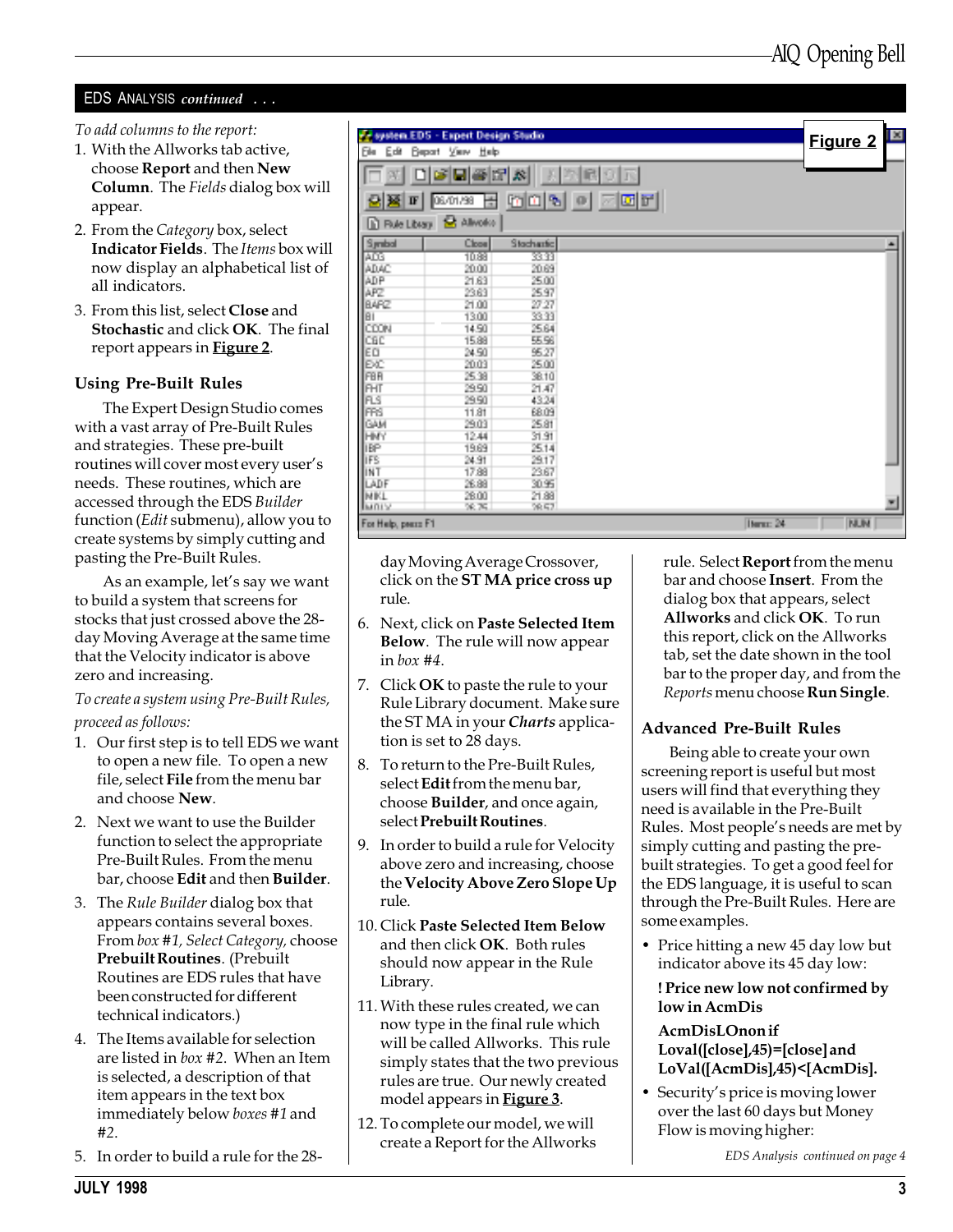## EDS Analysis *continued . . .*

*To add columns to the report:*

1. With the Allworks tab active, choose **Report** and then **New Column**. The *Fields* dialog box will appear.
2. From the *Category* box, select **Indicator Fields**. The *Items* box will now display an alphabetical list of all indicators.
3. From this list, select **Close** and **Stochastic** and click **OK**. The final report appears in **Figure 2**.

| Symbol | Close | Stochastic |
|---|---|---|
| ADG | 10.88 | 33.33 |
| ADAC | 20.00 | 20.69 |
| ADP | 21.63 | 25.00 |
| APZ | 23.63 | 25.97 |
| BARZ | 21.00 | 27.27 |
| BI | 13.00 | 33.33 |
| CDDN | 14.50 | 25.64 |
| CGC | 15.88 | 55.56 |
| EQ | 24.50 | 95.27 |
| EXC | 20.03 | 25.00 |
| FBR | 25.38 | 38.10 |
| FHT | 29.50 | 21.47 |
| FLS | 29.50 | 43.24 |
| FRS | 11.81 | 68.09 |
| GAM | 29.03 | 25.81 |
| HMY | 12.44 | 31.91 |
| IBP | 19.69 | 25.14 |
| IFS | 24.91 | 29.17 |
| INT | 17.88 | 23.67 |
| LADF | 26.88 | 30.95 |
| MKL | 28.00 | 21.88 |

**Figure 2**

### Using Pre-Built Rules

The Expert Design Studio comes with a vast array of Pre-Built Rules and strategies. These pre-built routines will cover most every user's needs. These routines, which are accessed through the EDS *Builder* function (*Edit* submenu), allow you to create systems by simply cutting and pasting the Pre-Built Rules.

As an example, let's say we want to build a system that screens for stocks that just crossed above the 28-day Moving Average at the same time that the Velocity indicator is above zero and increasing.

*To create a system using Pre-Built Rules, proceed as follows:*

1. Our first step is to tell EDS we want to open a new file. To open a new file, select **File** from the menu bar and choose **New**.
2. Next we want to use the Builder function to select the appropriate Pre-Built Rules. From the menu bar, choose **Edit** and then **Builder**.
3. The *Rule Builder* dialog box that appears contains several boxes. From *box #1, Select Category,* choose **Prebuilt Routines**. (Prebuilt Routines are EDS rules that have been constructed for different technical indicators.)
4. The Items available for selection are listed in *box #2*. When an Item is selected, a description of that item appears in the text box immediately below *boxes #1* and *#2*.
5. In order to build a rule for the 28-day Moving Average Crossover, click on the **ST MA price cross up** rule.
6. Next, click on **Paste Selected Item Below**. The rule will now appear in *box #4*.
7. Click **OK** to paste the rule to your Rule Library document. Make sure the ST MA in your ***Charts*** application is set to 28 days.
8. To return to the Pre-Built Rules, select **Edit** from the menu bar, choose **Builder**, and once again, select **Prebuilt Routines**.
9. In order to build a rule for Velocity above zero and increasing, choose the **Velocity Above Zero Slope Up** rule.
10. Click **Paste Selected Item Below** and then click **OK**. Both rules should now appear in the Rule Library.
11. With these rules created, we can now type in the final rule which will be called Allworks. This rule simply states that the two previous rules are true. Our newly created model appears in **Figure 3**.
12. To complete our model, we will create a Report for the Allworks rule. Select **Report** from the menu bar and choose **Insert**. From the dialog box that appears, select **Allworks** and click **OK**. To run this report, click on the Allworks tab, set the date shown in the tool bar to the proper day, and from the *Reports* menu choose **Run Single**.

### Advanced Pre-Built Rules

Being able to create your own screening report is useful but most users will find that everything they need is available in the Pre-Built Rules. Most people's needs are met by simply cutting and pasting the pre-built strategies. To get a good feel for the EDS language, it is useful to scan through the Pre-Built Rules. Here are some examples.

- Price hitting a new 45 day low but indicator above its 45 day low:

  **! Price new low not confirmed by low in AcmDis**

  **AcmDisLOnon if Loval([close],45)=[close] and LoVal([AcmDis],45)<[AcmDis].**

- Security's price is moving lower over the last 60 days but Money Flow is moving higher:

*EDS Analysis continued on page 4*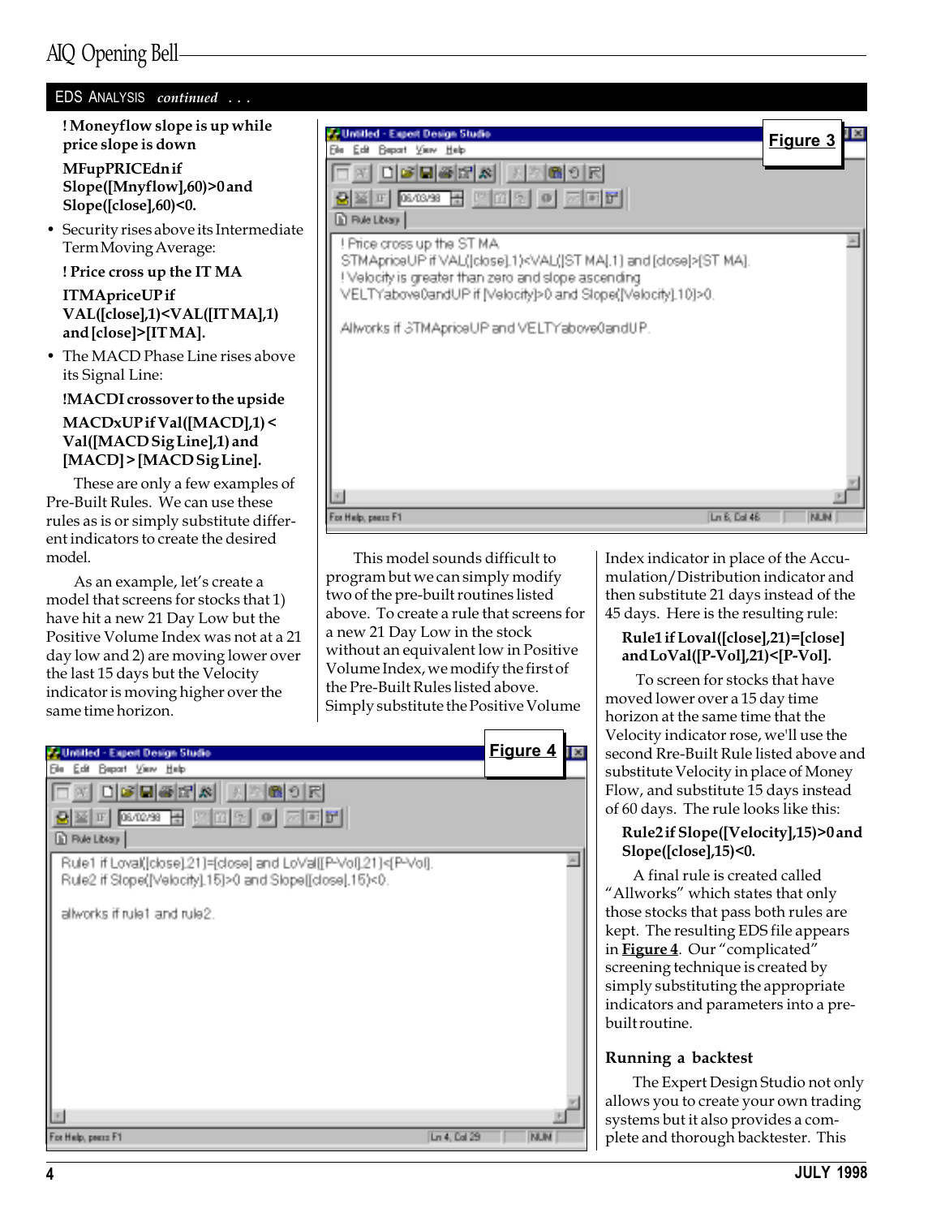EDS ANALYSIS *continued . . .*

**! Moneyflow slope is up while price slope is down**

**MFupPRICEdn if Slope([Mnyflow],60)>0 and Slope([close],60)<0.**

- Security rises above its Intermediate Term Moving Average:

**! Price cross up the IT MA**

**ITMApriceUP if VAL([close],1)<VAL([IT MA],1) and [close]>[IT MA].**

- The MACD Phase Line rises above its Signal Line:

**!MACDI crossover to the upside**

**MACDxUP if Val([MACD],1) < Val([MACD Sig Line],1) and [MACD] > [MACD Sig Line].**

These are only a few examples of Pre-Built Rules. We can use these rules as is or simply substitute different indicators to create the desired model.

As an example, let's create a model that screens for stocks that 1) have hit a new 21 Day Low but the Positive Volume Index was not at a 21 day low and 2) are moving lower over the last 15 days but the Velocity indicator is moving higher over the same time horizon.

**Figure 3**

```
! Price cross up the ST MA
STMApriceUP if VAL([close],1)<VAL([ST MA],1) and [close]>[ST MA].
! Velocity is greater than zero and slope ascending
VELTYabove0andUP if [Velocity]>0 and Slope([Velocity],10)>0.

Allworks if STMApriceUP and VELTYabove0andUP.
```

This model sounds difficult to program but we can simply modify two of the pre-built routines listed above. To create a rule that screens for a new 21 Day Low in the stock without an equivalent low in Positive Volume Index, we modify the first of the Pre-Built Rules listed above. Simply substitute the Positive Volume Index indicator in place of the Accumulation/Distribution indicator and then substitute 21 days instead of the 45 days. Here is the resulting rule:

**Rule1 if Loval([close],21)=[close] and LoVal([P-Vol],21)<[P-Vol].**

To screen for stocks that have moved lower over a 15 day time horizon at the same time that the Velocity indicator rose, we'll use the second Rre-Built Rule listed above and substitute Velocity in place of Money Flow, and substitute 15 days instead of 60 days. The rule looks like this:

**Rule2 if Slope([Velocity],15)>0 and Slope([close],15)<0.**

A final rule is created called "Allworks" which states that only those stocks that pass both rules are kept. The resulting EDS file appears in **Figure 4**. Our "complicated" screening technique is created by simply substituting the appropriate indicators and parameters into a pre-built routine.

**Figure 4**

```
Rule1 if Loval([close],21)=[close] and LoVal([P-Vol],21)<[P-Vol].
Rule2 if Slope([Velocity],15)>0 and Slope([close],15)<0.

allworks if rule1 and rule2.
```

### Running a backtest

The Expert Design Studio not only allows you to create your own trading systems but it also provides a complete and thorough backtester. This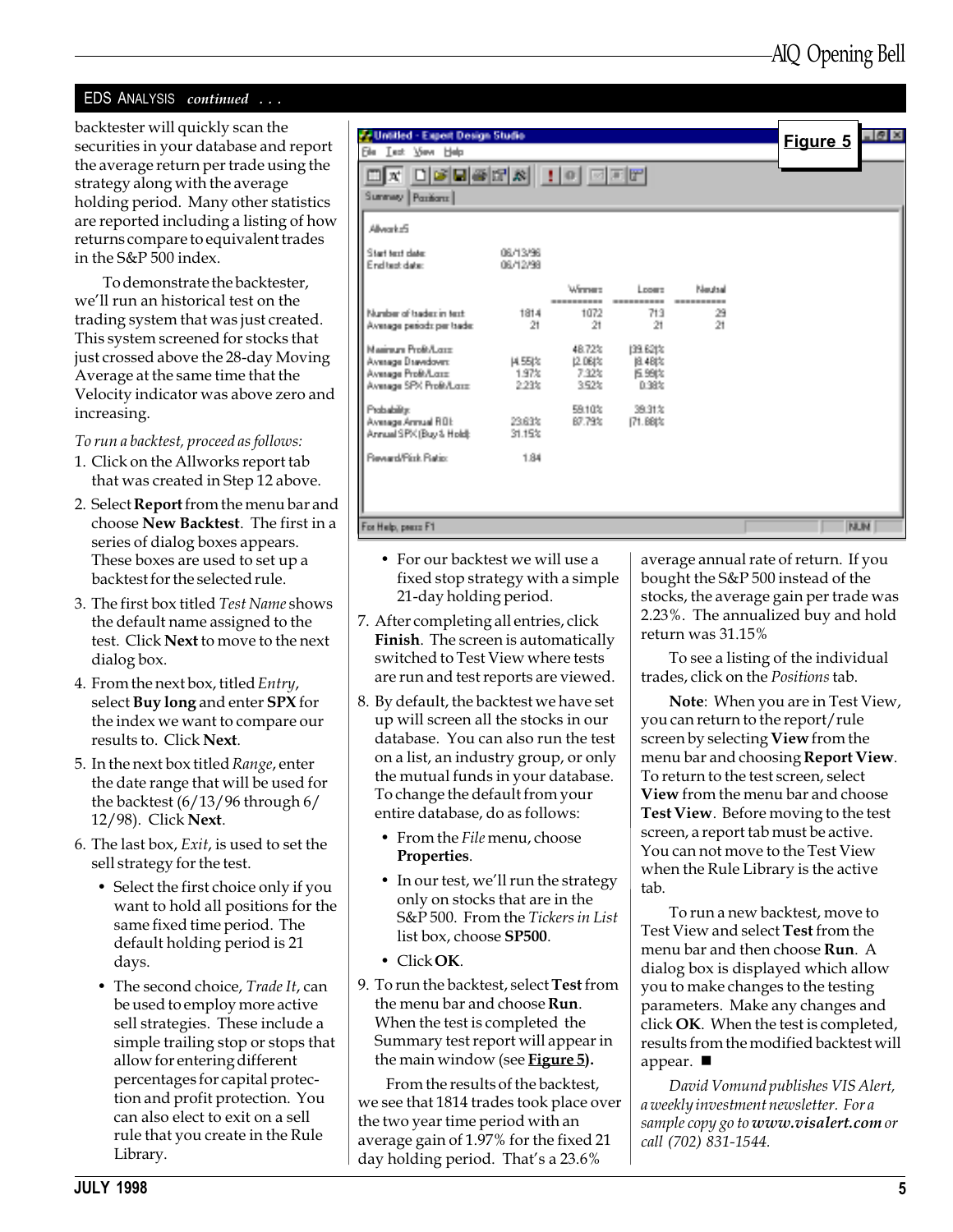## EDS ANALYSIS *continued* . . .

backtester will quickly scan the securities in your database and report the average return per trade using the strategy along with the average holding period. Many other statistics are reported including a listing of how returns compare to equivalent trades in the S&P 500 index.

To demonstrate the backtester, we'll run an historical test on the trading system that was just created. This system screened for stocks that just crossed above the 28-day Moving Average at the same time that the Velocity indicator was above zero and increasing.

*To run a backtest, proceed as follows:*

1. Click on the Allworks report tab that was created in Step 12 above.
2. Select **Report** from the menu bar and choose **New Backtest**. The first in a series of dialog boxes appears. These boxes are used to set up a backtest for the selected rule.
3. The first box titled *Test Name* shows the default name assigned to the test. Click **Next** to move to the next dialog box.
4. From the next box, titled *Entry*, select **Buy long** and enter **SPX** for the index we want to compare our results to. Click **Next**.
5. In the next box titled *Range*, enter the date range that will be used for the backtest (6/13/96 through 6/12/98). Click **Next**.
6. The last box, *Exit*, is used to set the sell strategy for the test.
   - Select the first choice only if you want to hold all positions for the same fixed time period. The default holding period is 21 days.
   - The second choice, *Trade It*, can be used to employ more active sell strategies. These include a simple trailing stop or stops that allow for entering different percentages for capital protection and profit protection. You can also elect to exit on a sell rule that you create in the Rule Library.
   - For our backtest we will use a fixed stop strategy with a simple 21-day holding period.
7. After completing all entries, click **Finish**. The screen is automatically switched to Test View where tests are run and test reports are viewed.
8. By default, the backtest we have set up will screen all the stocks in our database. You can also run the test on a list, an industry group, or only the mutual funds in your database. To change the default from your entire database, do as follows:
   - From the *File* menu, choose **Properties**.
   - In our test, we'll run the strategy only on stocks that are in the S&P 500. From the *Tickers in List* list box, choose **SP500**.
   - Click **OK**.
9. To run the backtest, select **Test** from the menu bar and choose **Run**. When the test is completed the Summary test report will appear in the main window (see **Figure 5**).

**Figure 5**

Untitled - Expert Design Studio

Allworks5

| | | Winners | Losers | Neutral |
|---|---|---|---|---|
| Start test date: | 06/13/96 | | | |
| End test date: | 06/12/98 | | | |
| Number of trades in test: | 1814 | 1072 | 713 | 29 |
| Average periods per trade: | 21 | 21 | 21 | 21 |
| Maximum Profit/Loss: | | 48.72% | (39.62)% | |
| Average Drawdown: | (4.55)% | (2.06)% | (8.48)% | |
| Average Profit/Loss: | 1.97% | 7.32% | (5.99)% | |
| Average SPX Profit/Loss: | 2.23% | 3.52% | 0.38% | |
| Probability: | | 59.10% | 39.31% | |
| Average Annual ROI: | 23.63% | 87.79% | (71.88)% | |
| Annual SPX (Buy & Hold): | 31.15% | | | |
| Reward/Risk Ratio: | 1.84 | | | |

From the results of the backtest, we see that 1814 trades took place over the two year time period with an average gain of 1.97% for the fixed 21 day holding period. That's a 23.6% average annual rate of return. If you bought the S&P 500 instead of the stocks, the average gain per trade was 2.23%. The annualized buy and hold return was 31.15%

To see a listing of the individual trades, click on the *Positions* tab.

**Note**: When you are in Test View, you can return to the report/rule screen by selecting **View** from the menu bar and choosing **Report View**. To return to the test screen, select **View** from the menu bar and choose **Test View**. Before moving to the test screen, a report tab must be active. You can not move to the Test View when the Rule Library is the active tab.

To run a new backtest, move to Test View and select **Test** from the menu bar and then choose **Run**. A dialog box is displayed which allow you to make changes to the testing parameters. Make any changes and click **OK**. When the test is completed, results from the modified backtest will appear. ■

*David Vomund publishes VIS Alert, a weekly investment newsletter. For a sample copy go to* ***www.visalert.com*** *or call (702) 831-1544.*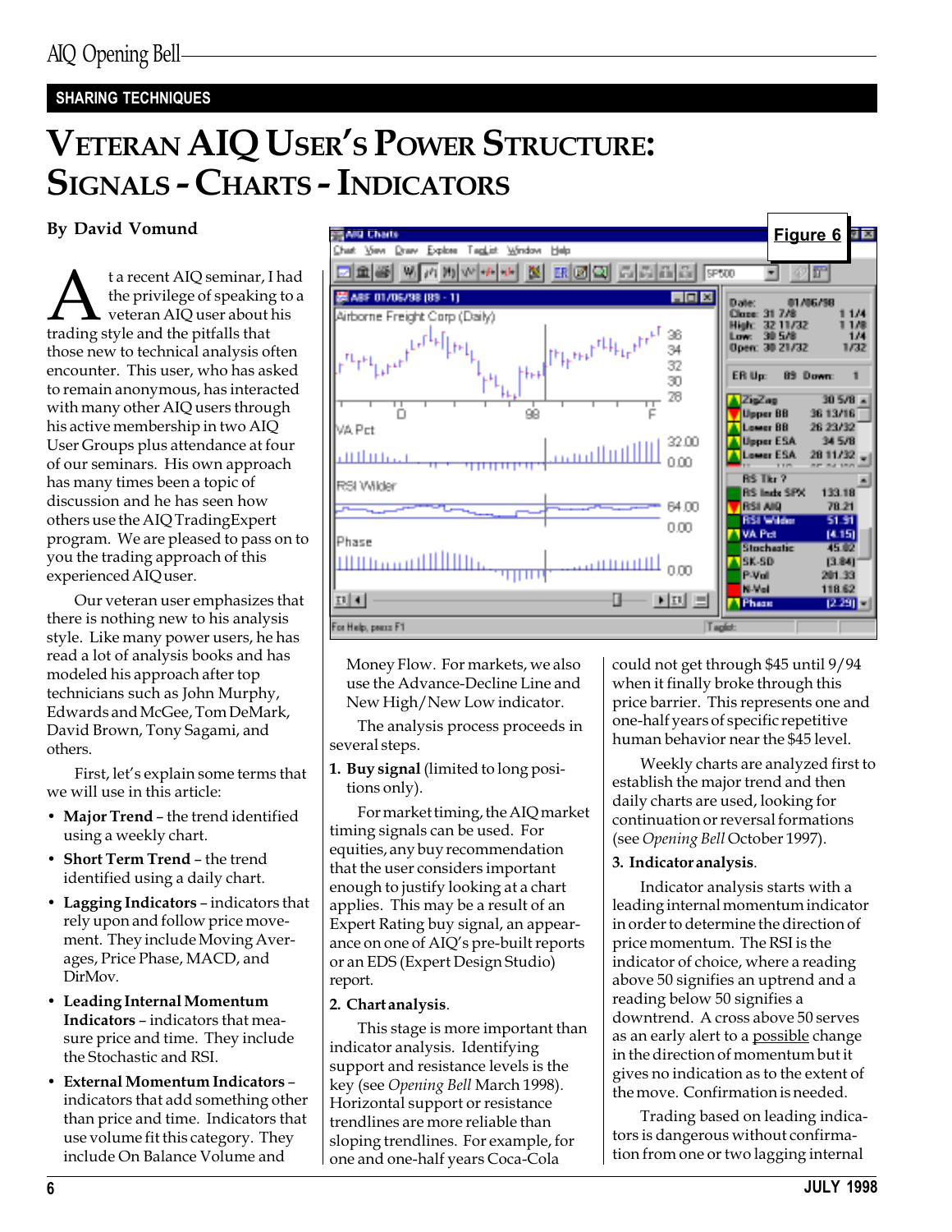## SHARING TECHNIQUES

# VETERAN AIQ USER'S POWER STRUCTURE: SIGNALS - CHARTS - INDICATORS

**By David Vomund**

At a recent AIQ seminar, I had the privilege of speaking to a veteran AIQ user about his trading style and the pitfalls that those new to technical analysis often encounter. This user, who has asked to remain anonymous, has interacted with many other AIQ users through his active membership in two AIQ User Groups plus attendance at four of our seminars. His own approach has many times been a topic of discussion and he has seen how others use the AIQ TradingExpert program. We are pleased to pass on to you the trading approach of this experienced AIQ user.

Our veteran user emphasizes that there is nothing new to his analysis style. Like many power users, he has read a lot of analysis books and has modeled his approach after top technicians such as John Murphy, Edwards and McGee, Tom DeMark, David Brown, Tony Sagami, and others.

First, let's explain some terms that we will use in this article:

- **Major Trend** – the trend identified using a weekly chart.
- **Short Term Trend** – the trend identified using a daily chart.
- **Lagging Indicators** – indicators that rely upon and follow price movement. They include Moving Averages, Price Phase, MACD, and DirMov.
- **Leading Internal Momentum Indicators** – indicators that measure price and time. They include the Stochastic and RSI.
- **External Momentum Indicators** – indicators that add something other than price and time. Indicators that use volume fit this category. They include On Balance Volume and Money Flow. For markets, we also use the Advance-Decline Line and New High/New Low indicator.

Figure 6

The analysis process proceeds in several steps.

1. **Buy signal** (limited to long positions only).

For market timing, the AIQ market timing signals can be used. For equities, any buy recommendation that the user considers important enough to justify looking at a chart applies. This may be a result of an Expert Rating buy signal, an appearance on one of AIQ's pre-built reports or an EDS (Expert Design Studio) report.

2. **Chart analysis**.

This stage is more important than indicator analysis. Identifying support and resistance levels is the key (see *Opening Bell* March 1998). Horizontal support or resistance trendlines are more reliable than sloping trendlines. For example, for one and one-half years Coca-Cola could not get through $45 until 9/94 when it finally broke through this price barrier. This represents one and one-half years of specific repetitive human behavior near the $45 level.

Weekly charts are analyzed first to establish the major trend and then daily charts are used, looking for continuation or reversal formations (see *Opening Bell* October 1997).

3. **Indicator analysis**.

Indicator analysis starts with a leading internal momentum indicator in order to determine the direction of price momentum. The RSI is the indicator of choice, where a reading above 50 signifies an uptrend and a reading below 50 signifies a downtrend. A cross above 50 serves as an early alert to a possible change in the direction of momentum but it gives no indication as to the extent of the move. Confirmation is needed.

Trading based on leading indicators is dangerous without confirmation from one or two lagging internal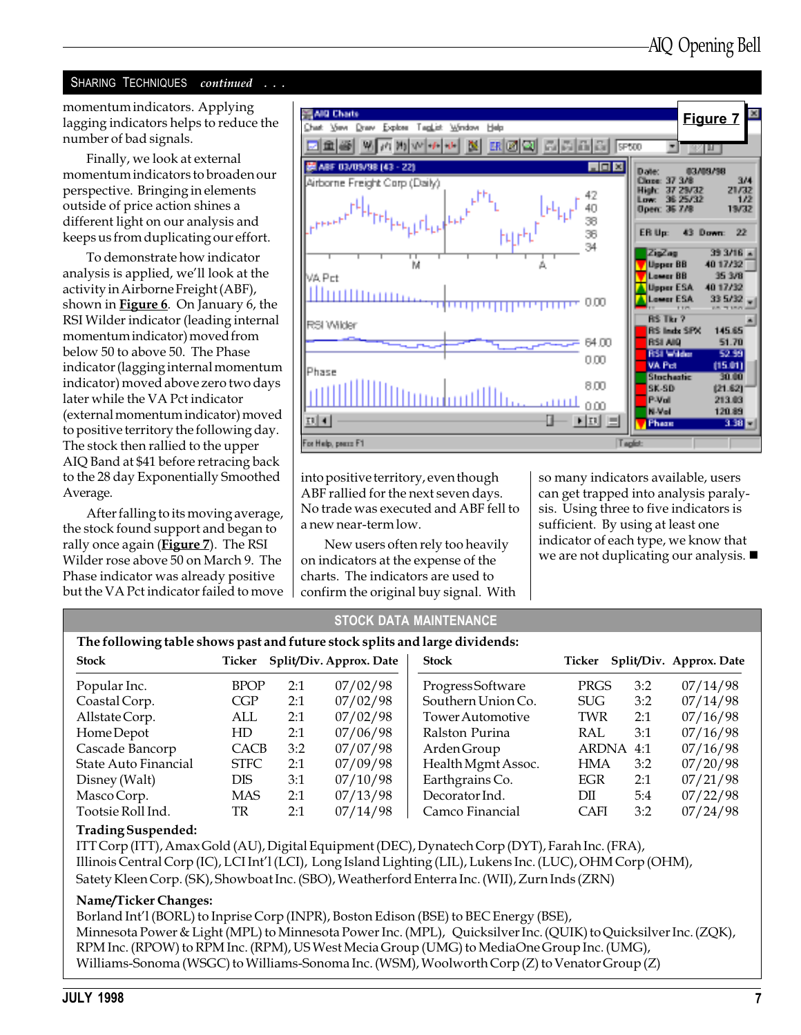## SHARING TECHNIQUES *continued . . .*

momentum indicators. Applying lagging indicators helps to reduce the number of bad signals.

Finally, we look at external momentum indicators to broaden our perspective. Bringing in elements outside of price action shines a different light on our analysis and keeps us from duplicating our effort.

To demonstrate how indicator analysis is applied, we'll look at the activity in Airborne Freight (ABF), shown in **Figure 6**. On January 6, the RSI Wilder indicator (leading internal momentum indicator) moved from below 50 to above 50. The Phase indicator (lagging internal momentum indicator) moved above zero two days later while the VA Pct indicator (external momentum indicator) moved to positive territory the following day. The stock then rallied to the upper AIQ Band at $41 before retracing back to the 28 day Exponentially Smoothed Average.

After falling to its moving average, the stock found support and began to rally once again (**Figure 7**). The RSI Wilder rose above 50 on March 9. The Phase indicator was already positive but the VA Pct indicator failed to move into positive territory, even though ABF rallied for the next seven days. No trade was executed and ABF fell to a new near-term low.

New users often rely too heavily on indicators at the expense of the charts. The indicators are used to confirm the original buy signal. With so many indicators available, users can get trapped into analysis paralysis. Using three to five indicators is sufficient. By using at least one indicator of each type, we know that we are not duplicating our analysis. ■

**Figure 7**

## STOCK DATA MAINTENANCE

**The following table shows past and future stock splits and large dividends:**

| Stock | Ticker | Split/Div. | Approx. Date |
|---|---|---|---|
| Popular Inc. | BPOP | 2:1 | 07/02/98 |
| Coastal Corp. | CGP | 2:1 | 07/02/98 |
| Allstate Corp. | ALL | 2:1 | 07/02/98 |
| Home Depot | HD | 2:1 | 07/06/98 |
| Cascade Bancorp | CACB | 3:2 | 07/07/98 |
| State Auto Financial | STFC | 2:1 | 07/09/98 |
| Disney (Walt) | DIS | 3:1 | 07/10/98 |
| Masco Corp. | MAS | 2:1 | 07/13/98 |
| Tootsie Roll Ind. | TR | 2:1 | 07/14/98 |
| Progress Software | PRGS | 3:2 | 07/14/98 |
| Southern Union Co. | SUG | 3:2 | 07/14/98 |
| Tower Automotive | TWR | 2:1 | 07/16/98 |
| Ralston Purina | RAL | 3:1 | 07/16/98 |
| Arden Group | ARDNA | 4:1 | 07/16/98 |
| Health Mgmt Assoc. | HMA | 3:2 | 07/20/98 |
| Earthgrains Co. | EGR | 2:1 | 07/21/98 |
| Decorator Ind. | DII | 5:4 | 07/22/98 |
| Camco Financial | CAFI | 3:2 | 07/24/98 |

**Trading Suspended:**
ITT Corp (ITT), Amax Gold (AU), Digital Equipment (DEC), Dynatech Corp (DYT), Farah Inc. (FRA), Illinois Central Corp (IC), LCI Int'l (LCI), Long Island Lighting (LIL), Lukens Inc. (LUC), OHM Corp (OHM), Satety Kleen Corp. (SK), Showboat Inc. (SBO), Weatherford Enterra Inc. (WII), Zurn Inds (ZRN)

**Name/Ticker Changes:**
Borland Int'l (BORL) to Inprise Corp (INPR), Boston Edison (BSE) to BEC Energy (BSE), Minnesota Power & Light (MPL) to Minnesota Power Inc. (MPL), Quicksilver Inc. (QUIK) to Quicksilver Inc. (ZQK), RPM Inc. (RPOW) to RPM Inc. (RPM), US West Mecia Group (UMG) to MediaOne Group Inc. (UMG), Williams-Sonoma (WSGC) to Williams-Sonoma Inc. (WSM), Woolworth Corp (Z) to Venator Group (Z)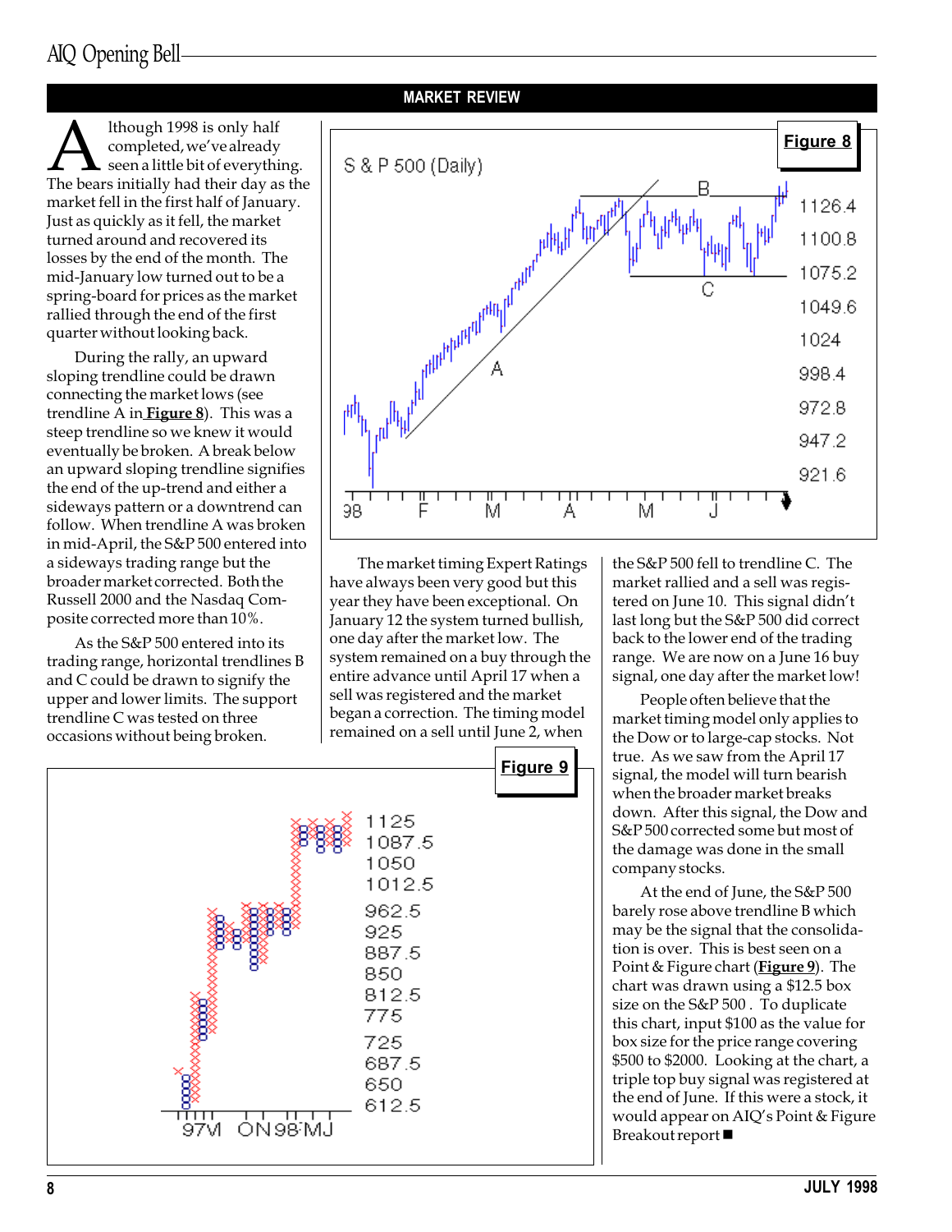## MARKET REVIEW

Although 1998 is only half completed, we've already seen a little bit of everything. The bears initially had their day as the market fell in the first half of January. Just as quickly as it fell, the market turned around and recovered its losses by the end of the month. The mid-January low turned out to be a spring-board for prices as the market rallied through the end of the first quarter without looking back.

During the rally, an upward sloping trendline could be drawn connecting the market lows (see trendline A in **Figure 8**). This was a steep trendline so we knew it would eventually be broken. A break below an upward sloping trendline signifies the end of the up-trend and either a sideways pattern or a downtrend can follow. When trendline A was broken in mid-April, the S&P 500 entered into a sideways trading range but the broader market corrected. Both the Russell 2000 and the Nasdaq Composite corrected more than 10%.

As the S&P 500 entered into its trading range, horizontal trendlines B and C could be drawn to signify the upper and lower limits. The support trendline C was tested on three occasions without being broken.

**Figure 8**

S & P 500 (Daily)

B

A

C

1126.4
1100.8
1075.2
1049.6
1024
998.4
972.8
947.2
921.6

98 F M A M J

The market timing Expert Ratings have always been very good but this year they have been exceptional. On January 12 the system turned bullish, one day after the market low. The system remained on a buy through the entire advance until April 17 when a sell was registered and the market began a correction. The timing model remained on a sell until June 2, when the S&P 500 fell to trendline C. The market rallied and a sell was registered on June 10. This signal didn't last long but the S&P 500 did correct back to the lower end of the trading range. We are now on a June 16 buy signal, one day after the market low!

People often believe that the market timing model only applies to the Dow or to large-cap stocks. Not true. As we saw from the April 17 signal, the model will turn bearish when the broader market breaks down. After this signal, the Dow and S&P 500 corrected some but most of the damage was done in the small company stocks.

At the end of June, the S&P 500 barely rose above trendline B which may be the signal that the consolidation is over. This is best seen on a Point & Figure chart (**Figure 9**). The chart was drawn using a $12.5 box size on the S&P 500 . To duplicate this chart, input $100 as the value for box size for the price range covering $500 to $2000. Looking at the chart, a triple top buy signal was registered at the end of June. If this were a stock, it would appear on AIQ's Point & Figure Breakout report ■

**Figure 9**

1125
1087.5
1050
1012.5
962.5
925
887.5
850
812.5
775
725
687.5
650
612.5

97M ON98MJ